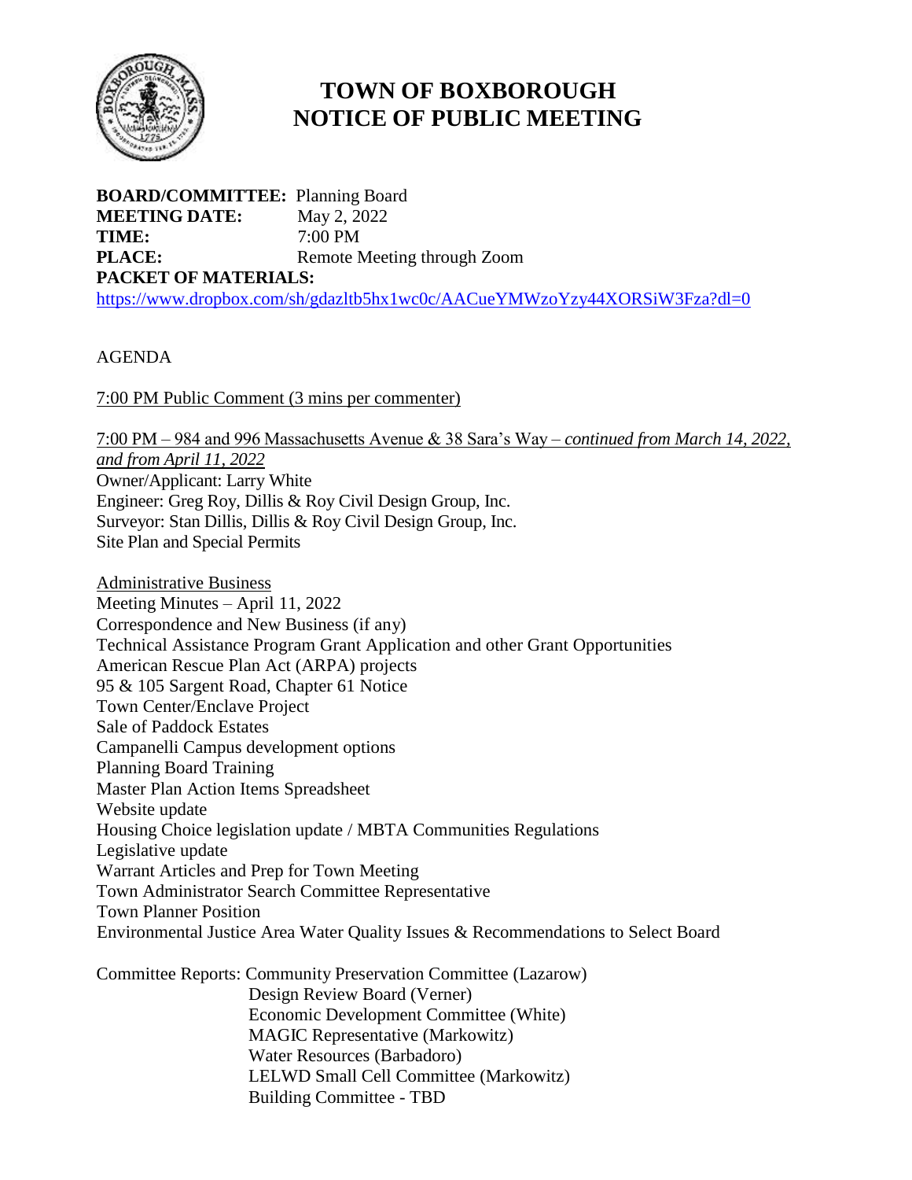# TOWN OF BOXBOROUGH
# NOTICE OF PUBLIC MEETING

**BOARD/COMMITTEE:** Planning Board
**MEETING DATE:** May 2, 2022
**TIME:** 7:00 PM
**PLACE:** Remote Meeting through Zoom
**PACKET OF MATERIALS:**
https://www.dropbox.com/sh/gdazltb5hx1wc0c/AACueYMWzoYzy44XORSiW3Fza?dl=0

AGENDA

7:00 PM Public Comment (3 mins per commenter)

7:00 PM – 984 and 996 Massachusetts Avenue & 38 Sara's Way – *continued from March 14, 2022, and from April 11, 2022*
Owner/Applicant: Larry White
Engineer: Greg Roy, Dillis & Roy Civil Design Group, Inc.
Surveyor: Stan Dillis, Dillis & Roy Civil Design Group, Inc.
Site Plan and Special Permits

Administrative Business
Meeting Minutes – April 11, 2022
Correspondence and New Business (if any)
Technical Assistance Program Grant Application and other Grant Opportunities
American Rescue Plan Act (ARPA) projects
95 & 105 Sargent Road, Chapter 61 Notice
Town Center/Enclave Project
Sale of Paddock Estates
Campanelli Campus development options
Planning Board Training
Master Plan Action Items Spreadsheet
Website update
Housing Choice legislation update / MBTA Communities Regulations
Legislative update
Warrant Articles and Prep for Town Meeting
Town Administrator Search Committee Representative
Town Planner Position
Environmental Justice Area Water Quality Issues & Recommendations to Select Board

Committee Reports: Community Preservation Committee (Lazarow)
Design Review Board (Verner)
Economic Development Committee (White)
MAGIC Representative (Markowitz)
Water Resources (Barbadoro)
LELWD Small Cell Committee (Markowitz)
Building Committee - TBD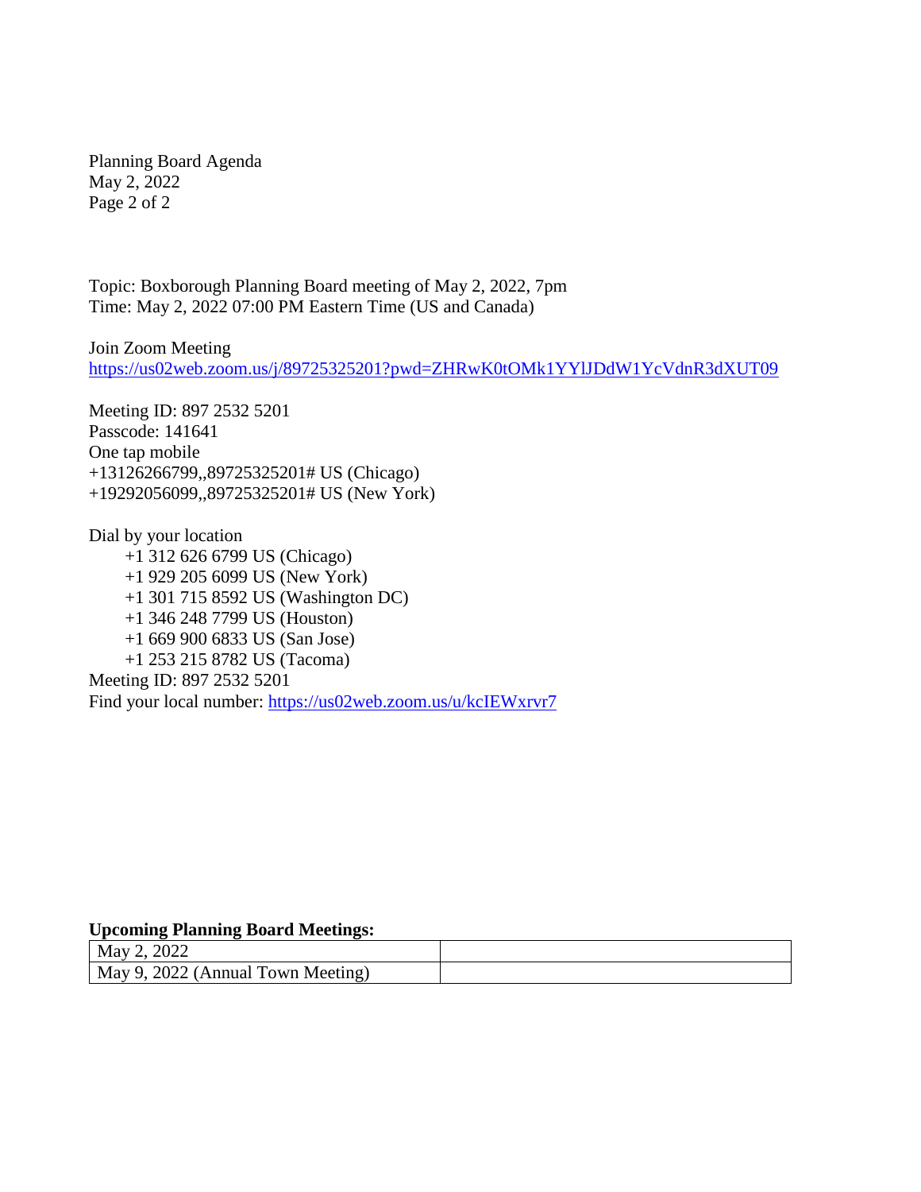Topic: Boxborough Planning Board meeting of May 2, 2022, 7pm
Time: May 2, 2022 07:00 PM Eastern Time (US and Canada)

Join Zoom Meeting
https://us02web.zoom.us/j/89725325201?pwd=ZHRwK0tOMk1YYlJDdW1YcVdnR3dXUT09

Meeting ID: 897 2532 5201
Passcode: 141641
One tap mobile
+13126266799,,89725325201# US (Chicago)
+19292056099,,89725325201# US (New York)

Dial by your location
+1 312 626 6799 US (Chicago)
+1 929 205 6099 US (New York)
+1 301 715 8592 US (Washington DC)
+1 346 248 7799 US (Houston)
+1 669 900 6833 US (San Jose)
+1 253 215 8782 US (Tacoma)
Meeting ID: 897 2532 5201
Find your local number: https://us02web.zoom.us/u/kcIEWxrvr7

**Upcoming Planning Board Meetings:**

| | |
|---|---|
| May 2, 2022 | |
| May 9, 2022 (Annual Town Meeting) | |